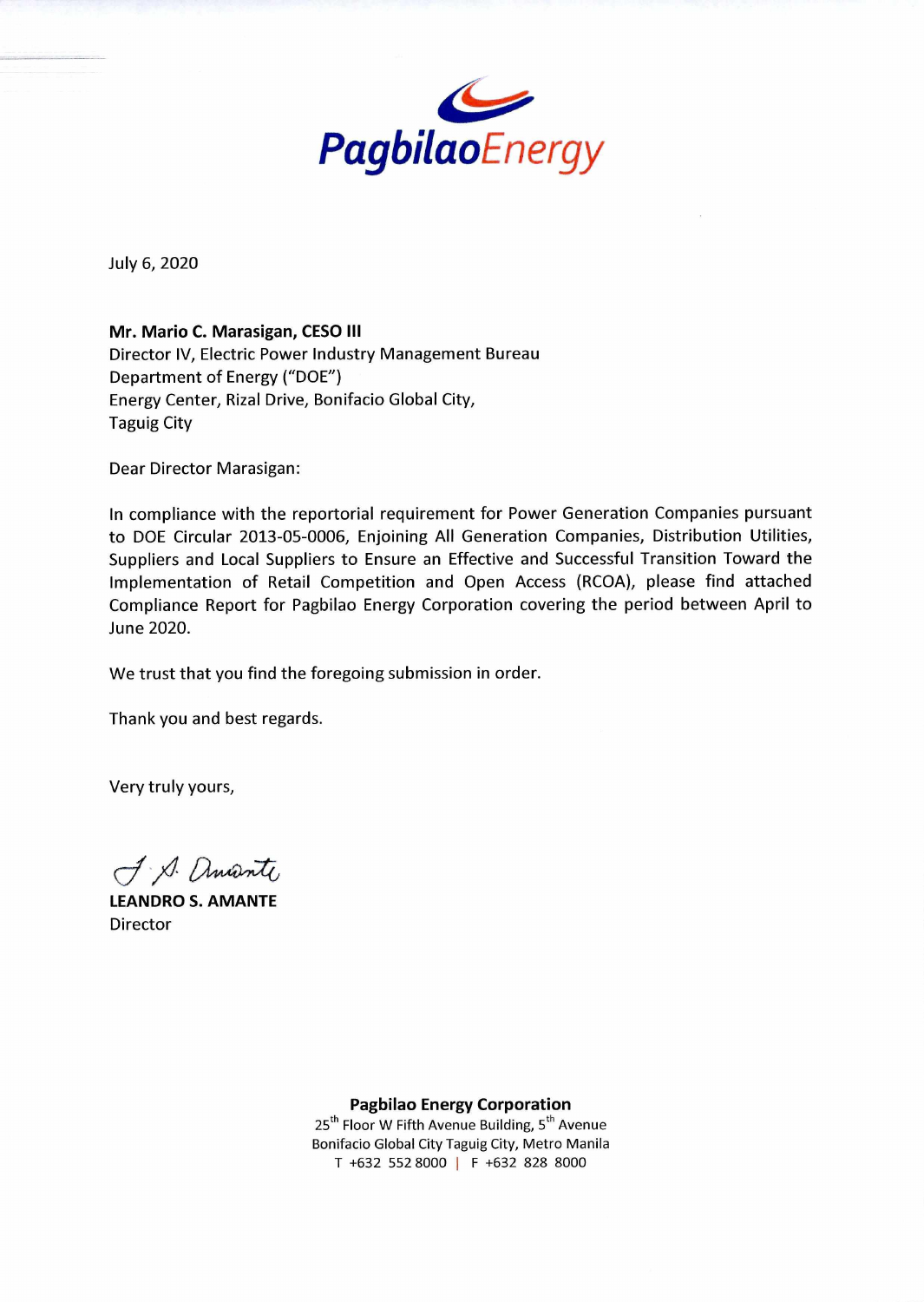**PagbilaoEnergy**

July 6, 2020

**Mr. Mario C. Marasigan, CESO III**
Director IV, Electric Power Industry Management Bureau
Department of Energy ("DOE")
Energy Center, Rizal Drive, Bonifacio Global City,
Taguig City

Dear Director Marasigan:

In compliance with the reportorial requirement for Power Generation Companies pursuant to DOE Circular 2013-05-0006, Enjoining All Generation Companies, Distribution Utilities, Suppliers and Local Suppliers to Ensure an Effective and Successful Transition Toward the Implementation of Retail Competition and Open Access (RCOA), please find attached Compliance Report for Pagbilao Energy Corporation covering the period between April to June 2020.

We trust that you find the foregoing submission in order.

Thank you and best regards.

Very truly yours,

**LEANDRO S. AMANTE**
Director

**Pagbilao Energy Corporation**
25th Floor W Fifth Avenue Building, 5th Avenue
Bonifacio Global City Taguig City, Metro Manila
T +632 552 8000 | F +632 828 8000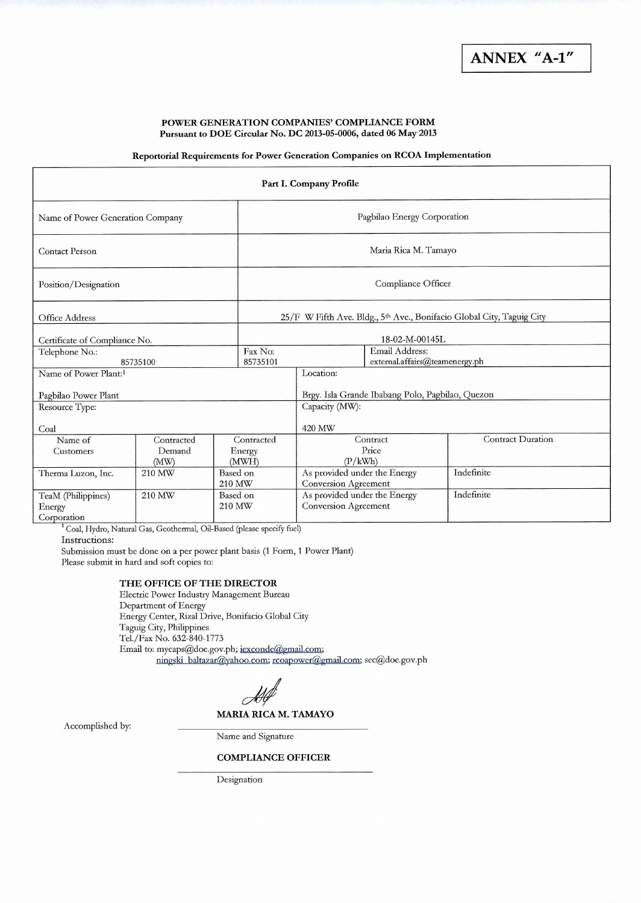**ANNEX "A-1"**

**POWER GENERATION COMPANIES' COMPLIANCE FORM**
**Pursuant to DOE Circular No. DC 2013-05-0006, dated 06 May 2013**

**Reportorial Requirements for Power Generation Companies on RCOA Implementation**

| **Part I. Company Profile** | | | | |
|---|---|---|---|---|
| Name of Power Generation Company | Pagbilao Energy Corporation | | | |
| Contact Person | Maria Rica M. Tamayo | | | |
| Position/Designation | Compliance Officer | | | |
| Office Address | 25/F W Fifth Ave. Bldg., 5th Ave., Bonifacio Global City, Taguig City | | | |
| Certificate of Compliance No. | 18-02-M-00145L | | | |
| Telephone No.: 85735100 | | Fax No: 85735101 | Email Address: external.affairs@teamenergy.ph | |
| Name of Power Plant:[1] Pagbilao Power Plant | | | Location: Brgy. Isla Grande Ibabang Polo, Pagbilao, Quezon | |
| Resource Type: Coal | | | Capacity (MW): 420 MW | |
| Name of Customers | Contracted Demand (MW) | Contracted Energy (MWH) | Contract Price (P/kWh) | Contract Duration |
| Therma Luzon, Inc. | 210 MW | Based on 210 MW | As provided under the Energy Conversion Agreement | Indefinite |
| TeaM (Philippines) Energy Corporation | 210 MW | Based on 210 MW | As provided under the Energy Conversion Agreement | Indefinite |

[1] Coal, Hydro, Natural Gas, Geothermal, Oil-Based (please specify fuel)

Instructions:
Submission must be done on a per power plant basis (1 Form, 1 Power Plant)
Please submit in hard and soft copies to:

**THE OFFICE OF THE DIRECTOR**
Electric Power Industry Management Bureau
Department of Energy
Energy Center, Rizal Drive, Bonifacio Global City
Taguig City, Philippines
Tel./Fax No. 632-840-1773
Email to: mycaps@doe.gov.ph; iexconde@gmail.com; ningski_baltazar@yahoo.com; rcoapower@gmail.com; sec@doe.gov.ph

Accomplished by:

**MARIA RICA M. TAMAYO**
Name and Signature

**COMPLIANCE OFFICER**
Designation